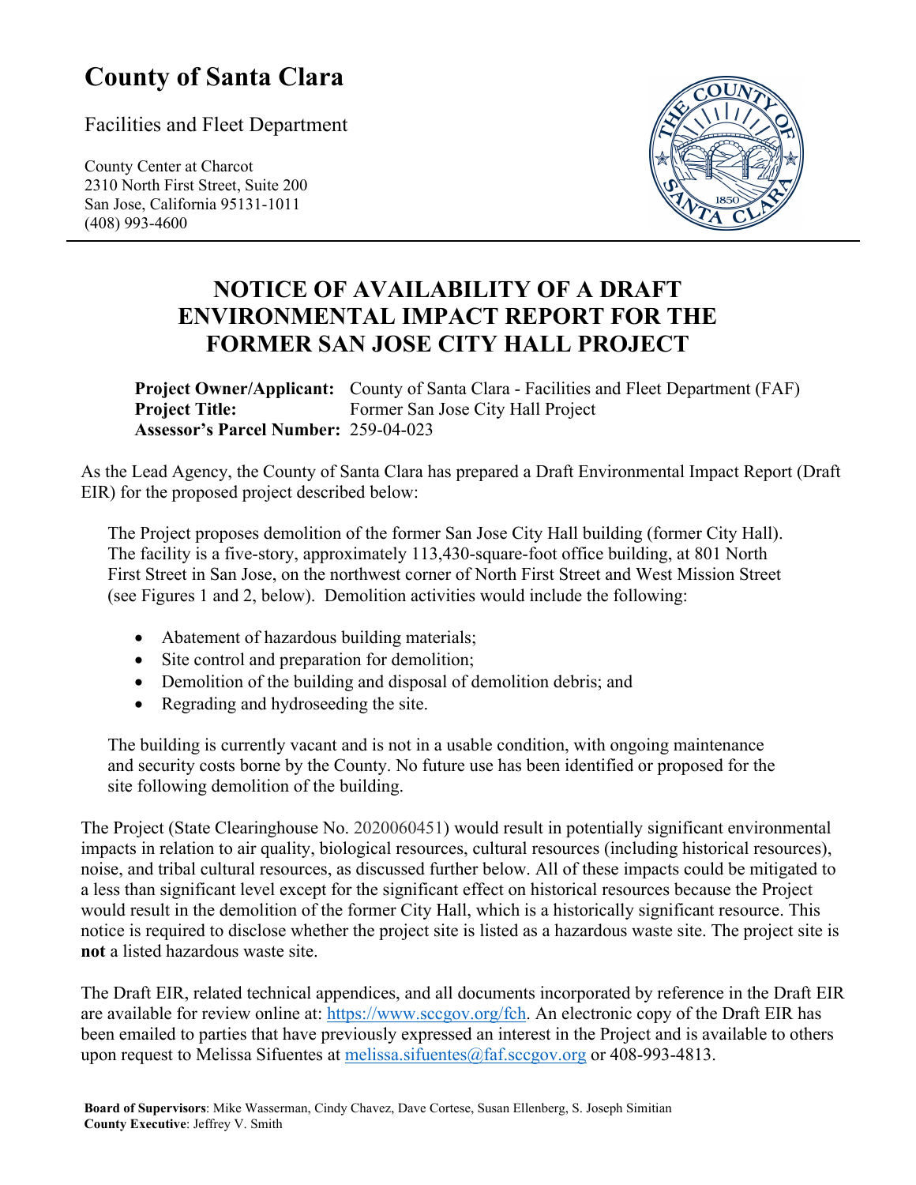# County of Santa Clara

Facilities and Fleet Department

County Center at Charcot
2310 North First Street, Suite 200
San Jose, California 95131-1011
(408) 993-4600

## NOTICE OF AVAILABILITY OF A DRAFT ENVIRONMENTAL IMPACT REPORT FOR THE FORMER SAN JOSE CITY HALL PROJECT

**Project Owner/Applicant:** County of Santa Clara - Facilities and Fleet Department (FAF)
**Project Title:** Former San Jose City Hall Project
**Assessor's Parcel Number:** 259-04-023

As the Lead Agency, the County of Santa Clara has prepared a Draft Environmental Impact Report (Draft EIR) for the proposed project described below:

The Project proposes demolition of the former San Jose City Hall building (former City Hall). The facility is a five-story, approximately 113,430-square-foot office building, at 801 North First Street in San Jose, on the northwest corner of North First Street and West Mission Street (see Figures 1 and 2, below). Demolition activities would include the following:

- Abatement of hazardous building materials;
- Site control and preparation for demolition;
- Demolition of the building and disposal of demolition debris; and
- Regrading and hydroseeding the site.

The building is currently vacant and is not in a usable condition, with ongoing maintenance and security costs borne by the County. No future use has been identified or proposed for the site following demolition of the building.

The Project (State Clearinghouse No. 2020060451) would result in potentially significant environmental impacts in relation to air quality, biological resources, cultural resources (including historical resources), noise, and tribal cultural resources, as discussed further below. All of these impacts could be mitigated to a less than significant level except for the significant effect on historical resources because the Project would result in the demolition of the former City Hall, which is a historically significant resource. This notice is required to disclose whether the project site is listed as a hazardous waste site. The project site is **not** a listed hazardous waste site.

The Draft EIR, related technical appendices, and all documents incorporated by reference in the Draft EIR are available for review online at: https://www.sccgov.org/fch. An electronic copy of the Draft EIR has been emailed to parties that have previously expressed an interest in the Project and is available to others upon request to Melissa Sifuentes at melissa.sifuentes@faf.sccgov.org or 408-993-4813.

**Board of Supervisors**: Mike Wasserman, Cindy Chavez, Dave Cortese, Susan Ellenberg, S. Joseph Simitian
**County Executive**: Jeffrey V. Smith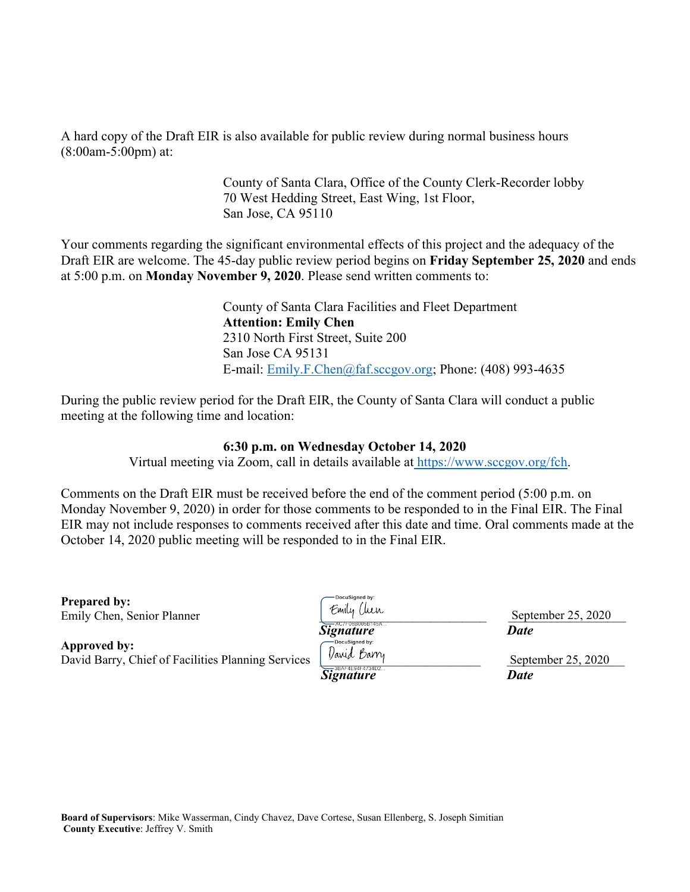A hard copy of the Draft EIR is also available for public review during normal business hours (8:00am-5:00pm) at:

County of Santa Clara, Office of the County Clerk-Recorder lobby
70 West Hedding Street, East Wing, 1st Floor,
San Jose, CA 95110

Your comments regarding the significant environmental effects of this project and the adequacy of the Draft EIR are welcome. The 45-day public review period begins on **Friday September 25, 2020** and ends at 5:00 p.m. on **Monday November 9, 2020**. Please send written comments to:

County of Santa Clara Facilities and Fleet Department
**Attention: Emily Chen**
2310 North First Street, Suite 200
San Jose CA 95131
E-mail: Emily.F.Chen@faf.sccgov.org; Phone: (408) 993-4635

During the public review period for the Draft EIR, the County of Santa Clara will conduct a public meeting at the following time and location:

**6:30 p.m. on Wednesday October 14, 2020**
Virtual meeting via Zoom, call in details available at https://www.sccgov.org/fch.

Comments on the Draft EIR must be received before the end of the comment period (5:00 p.m. on Monday November 9, 2020) in order for those comments to be responded to in the Final EIR. The Final EIR may not include responses to comments received after this date and time. Oral comments made at the October 14, 2020 public meeting will be responded to in the Final EIR.

| | | |
|---|---|---|
| **Prepared by:**<br>Emily Chen, Senior Planner | DocuSigned by: Emily Chen<br>AC7F06B005B145A...<br>***Signature*** | September 25, 2020<br>***Date*** |
| **Approved by:**<br>David Barry, Chief of Facilities Planning Services | DocuSigned by: David Barry<br>3BAF4E94F4734D2...<br>***Signature*** | September 25, 2020<br>***Date*** |

**Board of Supervisors**: Mike Wasserman, Cindy Chavez, Dave Cortese, Susan Ellenberg, S. Joseph Simitian
**County Executive**: Jeffrey V. Smith